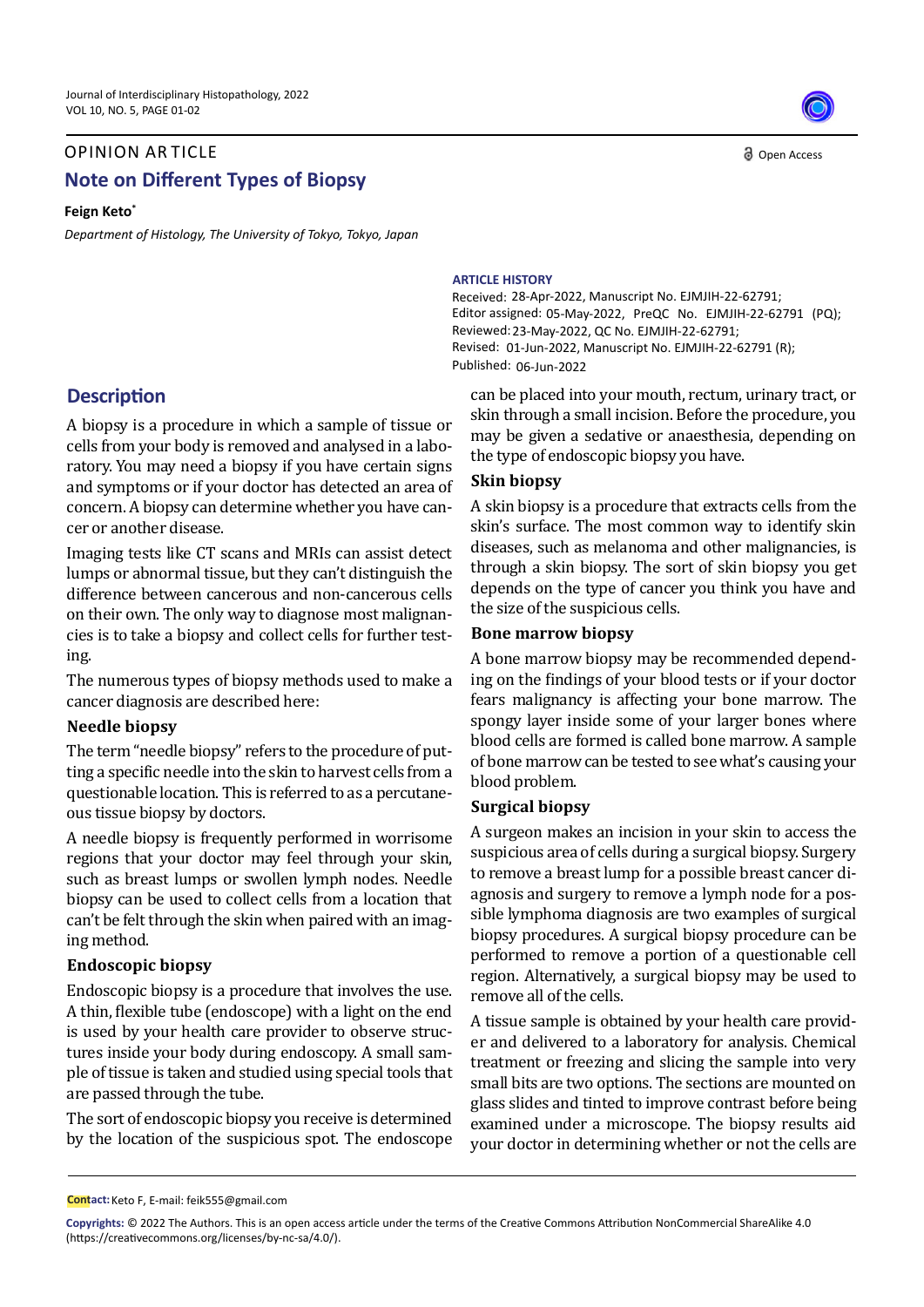OPINION ARTICLE

# Note on Different Types of Biopsy

**Feign Keto***

*Department of Histology, The University of Tokyo, Tokyo, Japan*

**ARTICLE HISTORY**

Received: 28-Apr-2022, Manuscript No. EJMJIH-22-62791;
Editor assigned: 05-May-2022, PreQC No. EJMJIH-22-62791 (PQ);
Reviewed: 23-May-2022, QC No. EJMJIH-22-62791;
Revised: 01-Jun-2022, Manuscript No. EJMJIH-22-62791 (R);
Published: 06-Jun-2022

## Description

A biopsy is a procedure in which a sample of tissue or cells from your body is removed and analysed in a laboratory. You may need a biopsy if you have certain signs and symptoms or if your doctor has detected an area of concern. A biopsy can determine whether you have cancer or another disease.

Imaging tests like CT scans and MRIs can assist detect lumps or abnormal tissue, but they can't distinguish the difference between cancerous and non-cancerous cells on their own. The only way to diagnose most malignancies is to take a biopsy and collect cells for further testing.

The numerous types of biopsy methods used to make a cancer diagnosis are described here:

### Needle biopsy

The term "needle biopsy" refers to the procedure of putting a specific needle into the skin to harvest cells from a questionable location. This is referred to as a percutaneous tissue biopsy by doctors.

A needle biopsy is frequently performed in worrisome regions that your doctor may feel through your skin, such as breast lumps or swollen lymph nodes. Needle biopsy can be used to collect cells from a location that can't be felt through the skin when paired with an imaging method.

### Endoscopic biopsy

Endoscopic biopsy is a procedure that involves the use. A thin, flexible tube (endoscope) with a light on the end is used by your health care provider to observe structures inside your body during endoscopy. A small sample of tissue is taken and studied using special tools that are passed through the tube.

The sort of endoscopic biopsy you receive is determined by the location of the suspicious spot. The endoscope can be placed into your mouth, rectum, urinary tract, or skin through a small incision. Before the procedure, you may be given a sedative or anaesthesia, depending on the type of endoscopic biopsy you have.

### Skin biopsy

A skin biopsy is a procedure that extracts cells from the skin's surface. The most common way to identify skin diseases, such as melanoma and other malignancies, is through a skin biopsy. The sort of skin biopsy you get depends on the type of cancer you think you have and the size of the suspicious cells.

### Bone marrow biopsy

A bone marrow biopsy may be recommended depending on the findings of your blood tests or if your doctor fears malignancy is affecting your bone marrow. The spongy layer inside some of your larger bones where blood cells are formed is called bone marrow. A sample of bone marrow can be tested to see what's causing your blood problem.

### Surgical biopsy

A surgeon makes an incision in your skin to access the suspicious area of cells during a surgical biopsy. Surgery to remove a breast lump for a possible breast cancer diagnosis and surgery to remove a lymph node for a possible lymphoma diagnosis are two examples of surgical biopsy procedures. A surgical biopsy procedure can be performed to remove a portion of a questionable cell region. Alternatively, a surgical biopsy may be used to remove all of the cells.

A tissue sample is obtained by your health care provider and delivered to a laboratory for analysis. Chemical treatment or freezing and slicing the sample into very small bits are two options. The sections are mounted on glass slides and tinted to improve contrast before being examined under a microscope. The biopsy results aid your doctor in determining whether or not the cells are

**Contact:** Keto F, E-mail: feik555@gmail.com

**Copyrights:** © 2022 The Authors. This is an open access article under the terms of the Creative Commons Attribution NonCommercial ShareAlike 4.0 (https://creativecommons.org/licenses/by-nc-sa/4.0/).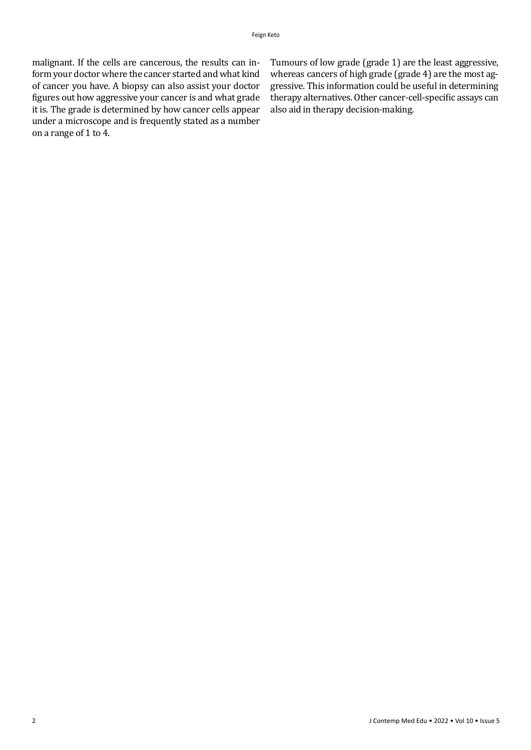malignant. If the cells are cancerous, the results can inform your doctor where the cancer started and what kind of cancer you have. A biopsy can also assist your doctor figures out how aggressive your cancer is and what grade it is. The grade is determined by how cancer cells appear under a microscope and is frequently stated as a number on a range of 1 to 4.

Tumours of low grade (grade 1) are the least aggressive, whereas cancers of high grade (grade 4) are the most aggressive. This information could be useful in determining therapy alternatives. Other cancer-cell-specific assays can also aid in therapy decision-making.